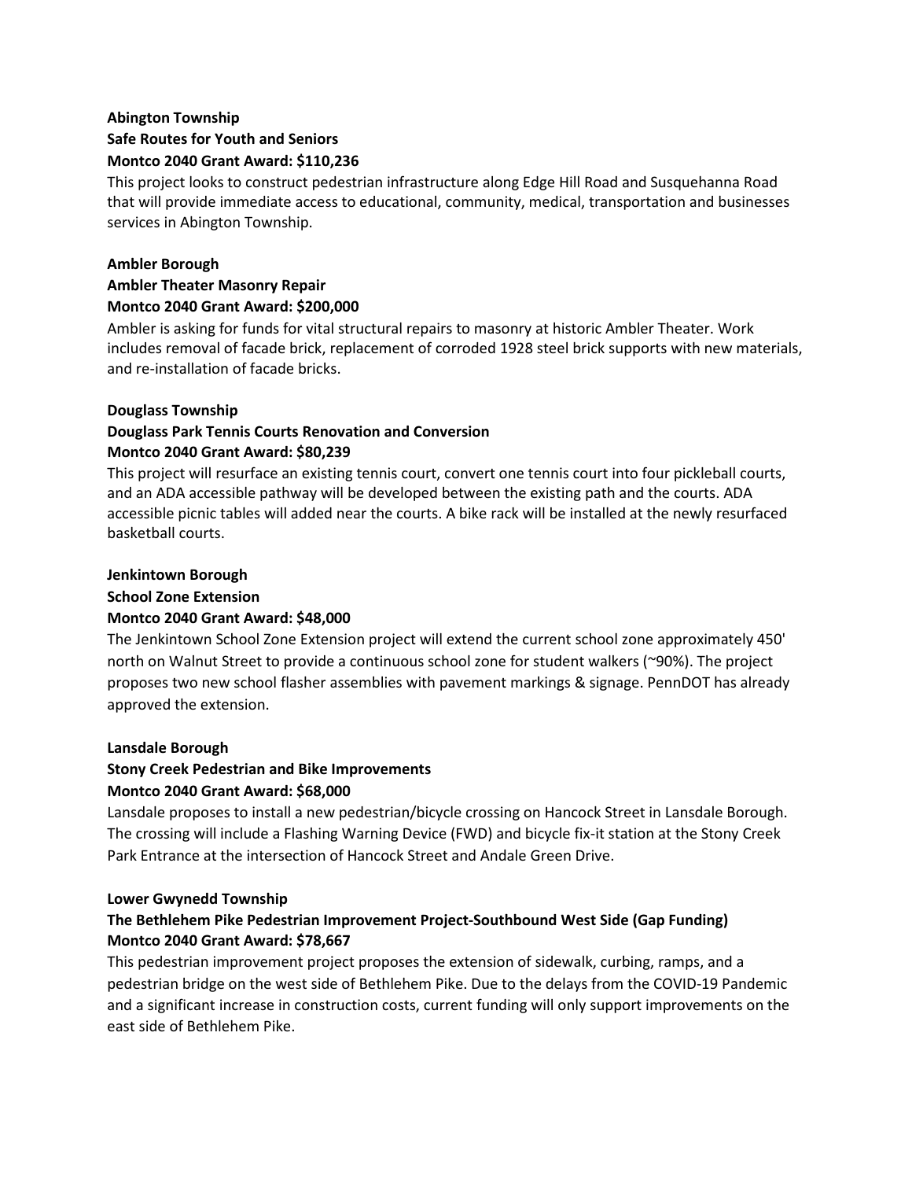**Abington Township**
**Safe Routes for Youth and Seniors**
**Montco 2040 Grant Award: $110,236**

This project looks to construct pedestrian infrastructure along Edge Hill Road and Susquehanna Road that will provide immediate access to educational, community, medical, transportation and businesses services in Abington Township.

**Ambler Borough**
**Ambler Theater Masonry Repair**
**Montco 2040 Grant Award: $200,000**

Ambler is asking for funds for vital structural repairs to masonry at historic Ambler Theater. Work includes removal of facade brick, replacement of corroded 1928 steel brick supports with new materials, and re-installation of facade bricks.

**Douglass Township**
**Douglass Park Tennis Courts Renovation and Conversion**
**Montco 2040 Grant Award: $80,239**

This project will resurface an existing tennis court, convert one tennis court into four pickleball courts, and an ADA accessible pathway will be developed between the existing path and the courts. ADA accessible picnic tables will added near the courts. A bike rack will be installed at the newly resurfaced basketball courts.

**Jenkintown Borough**
**School Zone Extension**
**Montco 2040 Grant Award: $48,000**

The Jenkintown School Zone Extension project will extend the current school zone approximately 450' north on Walnut Street to provide a continuous school zone for student walkers (~90%). The project proposes two new school flasher assemblies with pavement markings & signage. PennDOT has already approved the extension.

**Lansdale Borough**
**Stony Creek Pedestrian and Bike Improvements**
**Montco 2040 Grant Award: $68,000**

Lansdale proposes to install a new pedestrian/bicycle crossing on Hancock Street in Lansdale Borough. The crossing will include a Flashing Warning Device (FWD) and bicycle fix-it station at the Stony Creek Park Entrance at the intersection of Hancock Street and Andale Green Drive.

**Lower Gwynedd Township**
**The Bethlehem Pike Pedestrian Improvement Project-Southbound West Side (Gap Funding)**
**Montco 2040 Grant Award: $78,667**

This pedestrian improvement project proposes the extension of sidewalk, curbing, ramps, and a pedestrian bridge on the west side of Bethlehem Pike. Due to the delays from the COVID-19 Pandemic and a significant increase in construction costs, current funding will only support improvements on the east side of Bethlehem Pike.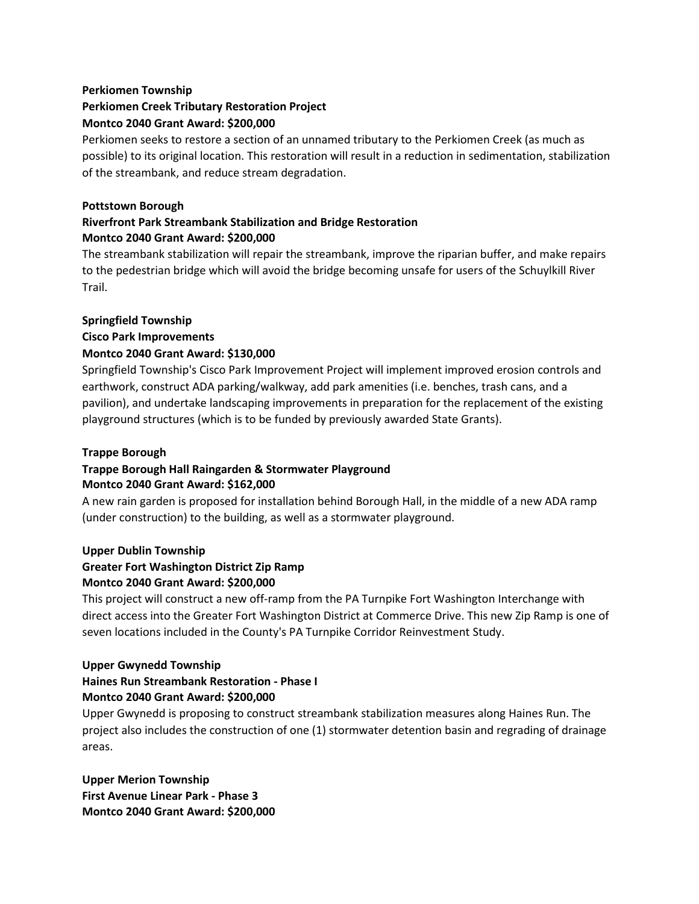**Perkiomen Township**
**Perkiomen Creek Tributary Restoration Project**
**Montco 2040 Grant Award: $200,000**

Perkiomen seeks to restore a section of an unnamed tributary to the Perkiomen Creek (as much as possible) to its original location. This restoration will result in a reduction in sedimentation, stabilization of the streambank, and reduce stream degradation.

**Pottstown Borough**
**Riverfront Park Streambank Stabilization and Bridge Restoration**
**Montco 2040 Grant Award: $200,000**

The streambank stabilization will repair the streambank, improve the riparian buffer, and make repairs to the pedestrian bridge which will avoid the bridge becoming unsafe for users of the Schuylkill River Trail.

**Springfield Township**
**Cisco Park Improvements**
**Montco 2040 Grant Award: $130,000**

Springfield Township's Cisco Park Improvement Project will implement improved erosion controls and earthwork, construct ADA parking/walkway, add park amenities (i.e. benches, trash cans, and a pavilion), and undertake landscaping improvements in preparation for the replacement of the existing playground structures (which is to be funded by previously awarded State Grants).

**Trappe Borough**
**Trappe Borough Hall Raingarden & Stormwater Playground**
**Montco 2040 Grant Award: $162,000**

A new rain garden is proposed for installation behind Borough Hall, in the middle of a new ADA ramp (under construction) to the building, as well as a stormwater playground.

**Upper Dublin Township**
**Greater Fort Washington District Zip Ramp**
**Montco 2040 Grant Award: $200,000**

This project will construct a new off-ramp from the PA Turnpike Fort Washington Interchange with direct access into the Greater Fort Washington District at Commerce Drive. This new Zip Ramp is one of seven locations included in the County's PA Turnpike Corridor Reinvestment Study.

**Upper Gwynedd Township**
**Haines Run Streambank Restoration - Phase I**
**Montco 2040 Grant Award: $200,000**

Upper Gwynedd is proposing to construct streambank stabilization measures along Haines Run. The project also includes the construction of one (1) stormwater detention basin and regrading of drainage areas.

**Upper Merion Township**
**First Avenue Linear Park - Phase 3**
**Montco 2040 Grant Award: $200,000**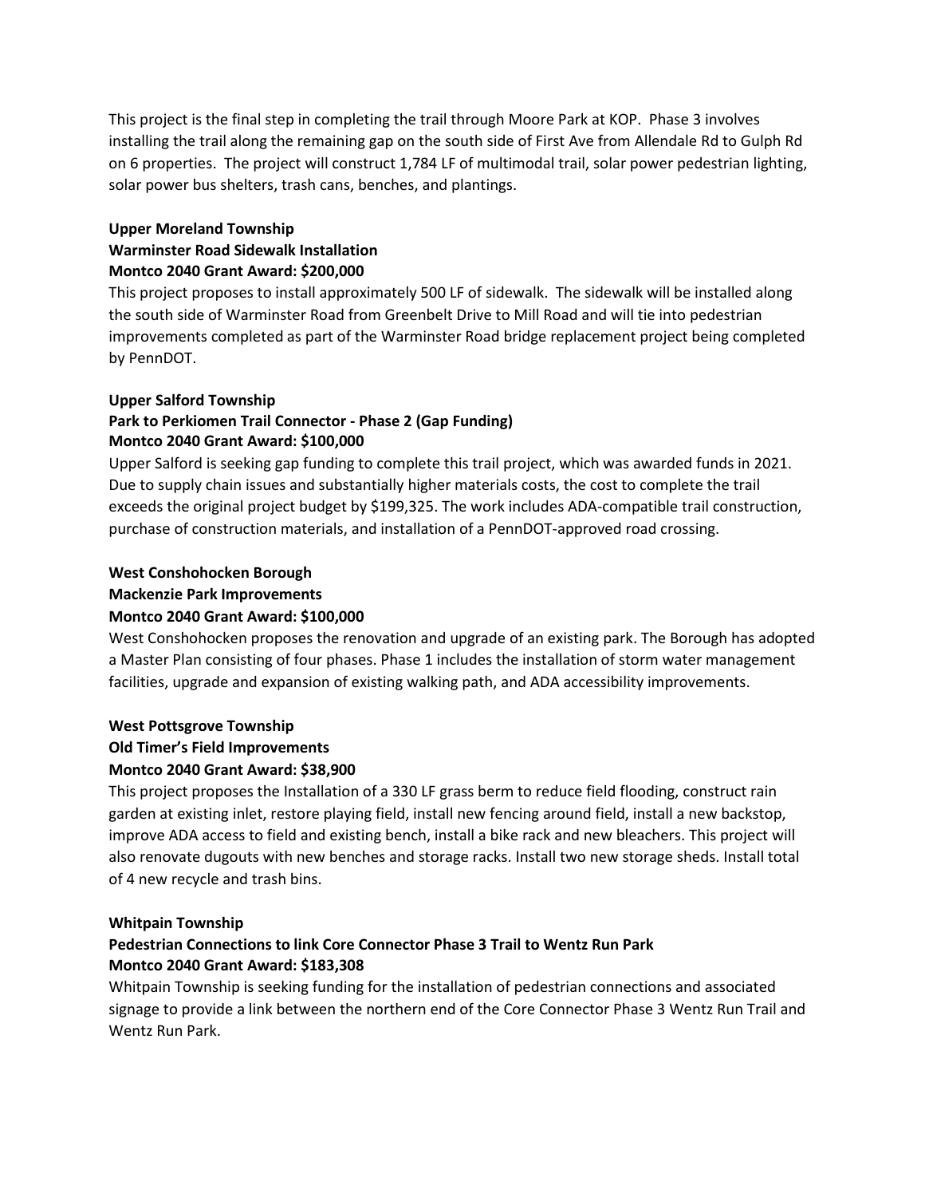This project is the final step in completing the trail through Moore Park at KOP. Phase 3 involves installing the trail along the remaining gap on the south side of First Ave from Allendale Rd to Gulph Rd on 6 properties. The project will construct 1,784 LF of multimodal trail, solar power pedestrian lighting, solar power bus shelters, trash cans, benches, and plantings.

**Upper Moreland Township**
**Warminster Road Sidewalk Installation**
**Montco 2040 Grant Award: $200,000**

This project proposes to install approximately 500 LF of sidewalk. The sidewalk will be installed along the south side of Warminster Road from Greenbelt Drive to Mill Road and will tie into pedestrian improvements completed as part of the Warminster Road bridge replacement project being completed by PennDOT.

**Upper Salford Township**
**Park to Perkiomen Trail Connector - Phase 2 (Gap Funding)**
**Montco 2040 Grant Award: $100,000**

Upper Salford is seeking gap funding to complete this trail project, which was awarded funds in 2021. Due to supply chain issues and substantially higher materials costs, the cost to complete the trail exceeds the original project budget by $199,325. The work includes ADA-compatible trail construction, purchase of construction materials, and installation of a PennDOT-approved road crossing.

**West Conshohocken Borough**
**Mackenzie Park Improvements**
**Montco 2040 Grant Award: $100,000**

West Conshohocken proposes the renovation and upgrade of an existing park. The Borough has adopted a Master Plan consisting of four phases. Phase 1 includes the installation of storm water management facilities, upgrade and expansion of existing walking path, and ADA accessibility improvements.

**West Pottsgrove Township**
**Old Timer's Field Improvements**
**Montco 2040 Grant Award: $38,900**

This project proposes the Installation of a 330 LF grass berm to reduce field flooding, construct rain garden at existing inlet, restore playing field, install new fencing around field, install a new backstop, improve ADA access to field and existing bench, install a bike rack and new bleachers. This project will also renovate dugouts with new benches and storage racks. Install two new storage sheds. Install total of 4 new recycle and trash bins.

**Whitpain Township**
**Pedestrian Connections to link Core Connector Phase 3 Trail to Wentz Run Park**
**Montco 2040 Grant Award: $183,308**

Whitpain Township is seeking funding for the installation of pedestrian connections and associated signage to provide a link between the northern end of the Core Connector Phase 3 Wentz Run Trail and Wentz Run Park.